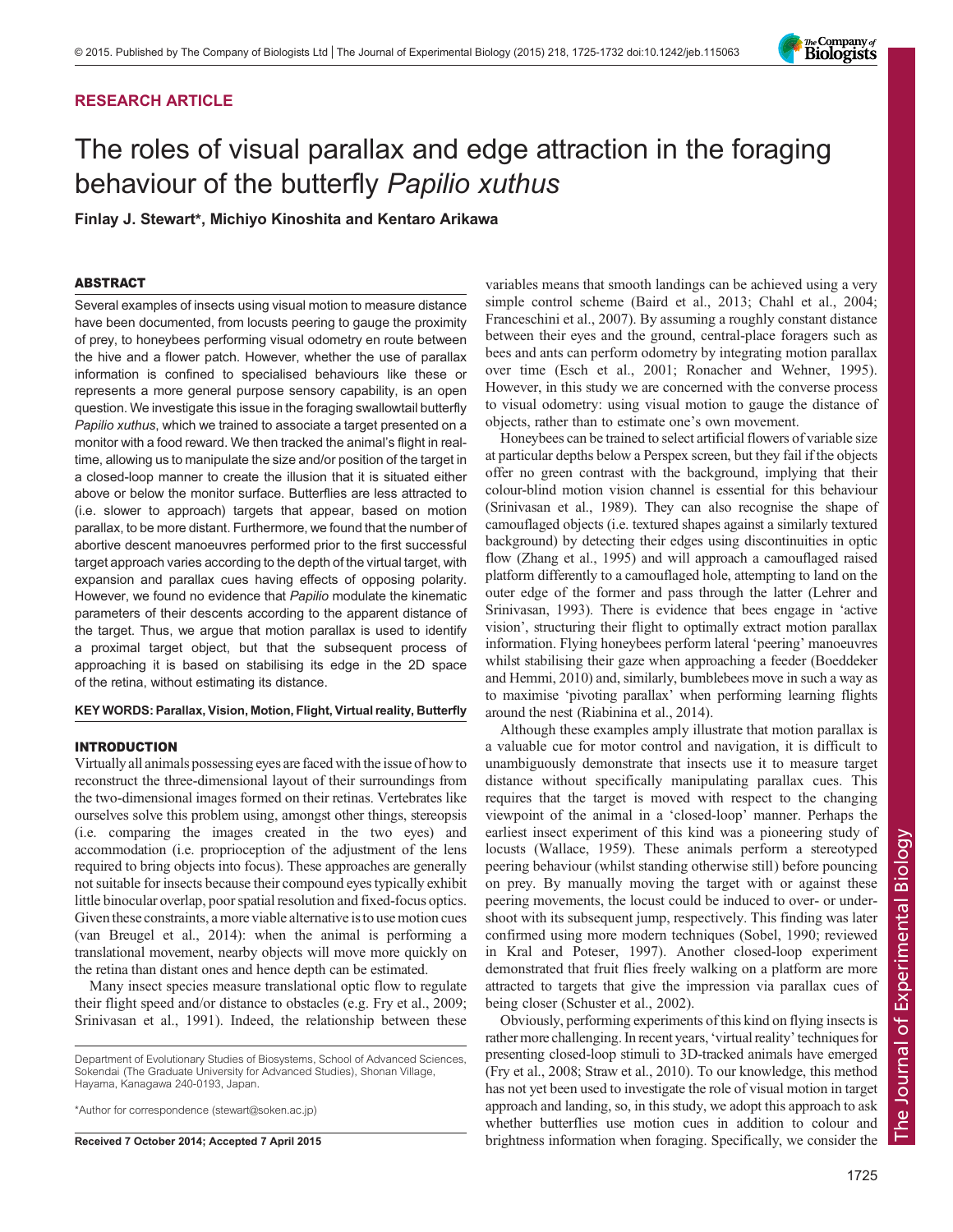RESEARCH ARTICLE

# The roles of visual parallax and edge attraction in the foraging behaviour of the butterfly *Papilio xuthus*

**Finlay J. Stewart\*, Michiyo Kinoshita and Kentaro Arikawa**

## ABSTRACT

Several examples of insects using visual motion to measure distance have been documented, from locusts peering to gauge the proximity of prey, to honeybees performing visual odometry en route between the hive and a flower patch. However, whether the use of parallax information is confined to specialised behaviours like these or represents a more general purpose sensory capability, is an open question. We investigate this issue in the foraging swallowtail butterfly *Papilio xuthus*, which we trained to associate a target presented on a monitor with a food reward. We then tracked the animal's flight in real-time, allowing us to manipulate the size and/or position of the target in a closed-loop manner to create the illusion that it is situated either above or below the monitor surface. Butterflies are less attracted to (i.e. slower to approach) targets that appear, based on motion parallax, to be more distant. Furthermore, we found that the number of abortive descent manoeuvres performed prior to the first successful target approach varies according to the depth of the virtual target, with expansion and parallax cues having effects of opposing polarity. However, we found no evidence that *Papilio* modulate the kinematic parameters of their descents according to the apparent distance of the target. Thus, we argue that motion parallax is used to identify a proximal target object, but that the subsequent process of approaching it is based on stabilising its edge in the 2D space of the retina, without estimating its distance.

**KEY WORDS: Parallax, Vision, Motion, Flight, Virtual reality, Butterfly**

## INTRODUCTION

Virtually all animals possessing eyes are faced with the issue of how to reconstruct the three-dimensional layout of their surroundings from the two-dimensional images formed on their retinas. Vertebrates like ourselves solve this problem using, amongst other things, stereopsis (i.e. comparing the images created in the two eyes) and accommodation (i.e. proprioception of the adjustment of the lens required to bring objects into focus). These approaches are generally not suitable for insects because their compound eyes typically exhibit little binocular overlap, poor spatial resolution and fixed-focus optics. Given these constraints, a more viable alternative is to use motion cues (van Breugel et al., 2014): when the animal is performing a translational movement, nearby objects will move more quickly on the retina than distant ones and hence depth can be estimated.

Many insect species measure translational optic flow to regulate their flight speed and/or distance to obstacles (e.g. Fry et al., 2009; Srinivasan et al., 1991). Indeed, the relationship between these variables means that smooth landings can be achieved using a very simple control scheme (Baird et al., 2013; Chahl et al., 2004; Franceschini et al., 2007). By assuming a roughly constant distance between their eyes and the ground, central-place foragers such as bees and ants can perform odometry by integrating motion parallax over time (Esch et al., 2001; Ronacher and Wehner, 1995). However, in this study we are concerned with the converse process to visual odometry: using visual motion to gauge the distance of objects, rather than to estimate one's own movement.

Honeybees can be trained to select artificial flowers of variable size at particular depths below a Perspex screen, but they fail if the objects offer no green contrast with the background, implying that their colour-blind motion vision channel is essential for this behaviour (Srinivasan et al., 1989). They can also recognise the shape of camouflaged objects (i.e. textured shapes against a similarly textured background) by detecting their edges using discontinuities in optic flow (Zhang et al., 1995) and will approach a camouflaged raised platform differently to a camouflaged hole, attempting to land on the outer edge of the former and pass through the latter (Lehrer and Srinivasan, 1993). There is evidence that bees engage in 'active vision', structuring their flight to optimally extract motion parallax information. Flying honeybees perform lateral 'peering' manoeuvres whilst stabilising their gaze when approaching a feeder (Boeddeker and Hemmi, 2010) and, similarly, bumblebees move in such a way as to maximise 'pivoting parallax' when performing learning flights around the nest (Riabinina et al., 2014).

Although these examples amply illustrate that motion parallax is a valuable cue for motor control and navigation, it is difficult to unambiguously demonstrate that insects use it to measure target distance without specifically manipulating parallax cues. This requires that the target is moved with respect to the changing viewpoint of the animal in a 'closed-loop' manner. Perhaps the earliest insect experiment of this kind was a pioneering study of locusts (Wallace, 1959). These animals perform a stereotyped peering behaviour (whilst standing otherwise still) before pouncing on prey. By manually moving the target with or against these peering movements, the locust could be induced to over- or undershoot with its subsequent jump, respectively. This finding was later confirmed using more modern techniques (Sobel, 1990; reviewed in Kral and Poteser, 1997). Another closed-loop experiment demonstrated that fruit flies freely walking on a platform are more attracted to targets that give the impression via parallax cues of being closer (Schuster et al., 2002).

Obviously, performing experiments of this kind on flying insects is rather more challenging. In recent years, 'virtual reality' techniques for presenting closed-loop stimuli to 3D-tracked animals have emerged (Fry et al., 2008; Straw et al., 2010). To our knowledge, this method has not yet been used to investigate the role of visual motion in target approach and landing, so, in this study, we adopt this approach to ask whether butterflies use motion cues in addition to colour and brightness information when foraging. Specifically, we consider the

Department of Evolutionary Studies of Biosystems, School of Advanced Sciences, Sokendai (The Graduate University for Advanced Studies), Shonan Village, Hayama, Kanagawa 240-0193, Japan.

\*Author for correspondence (stewart@soken.ac.jp)

**Received 7 October 2014; Accepted 7 April 2015**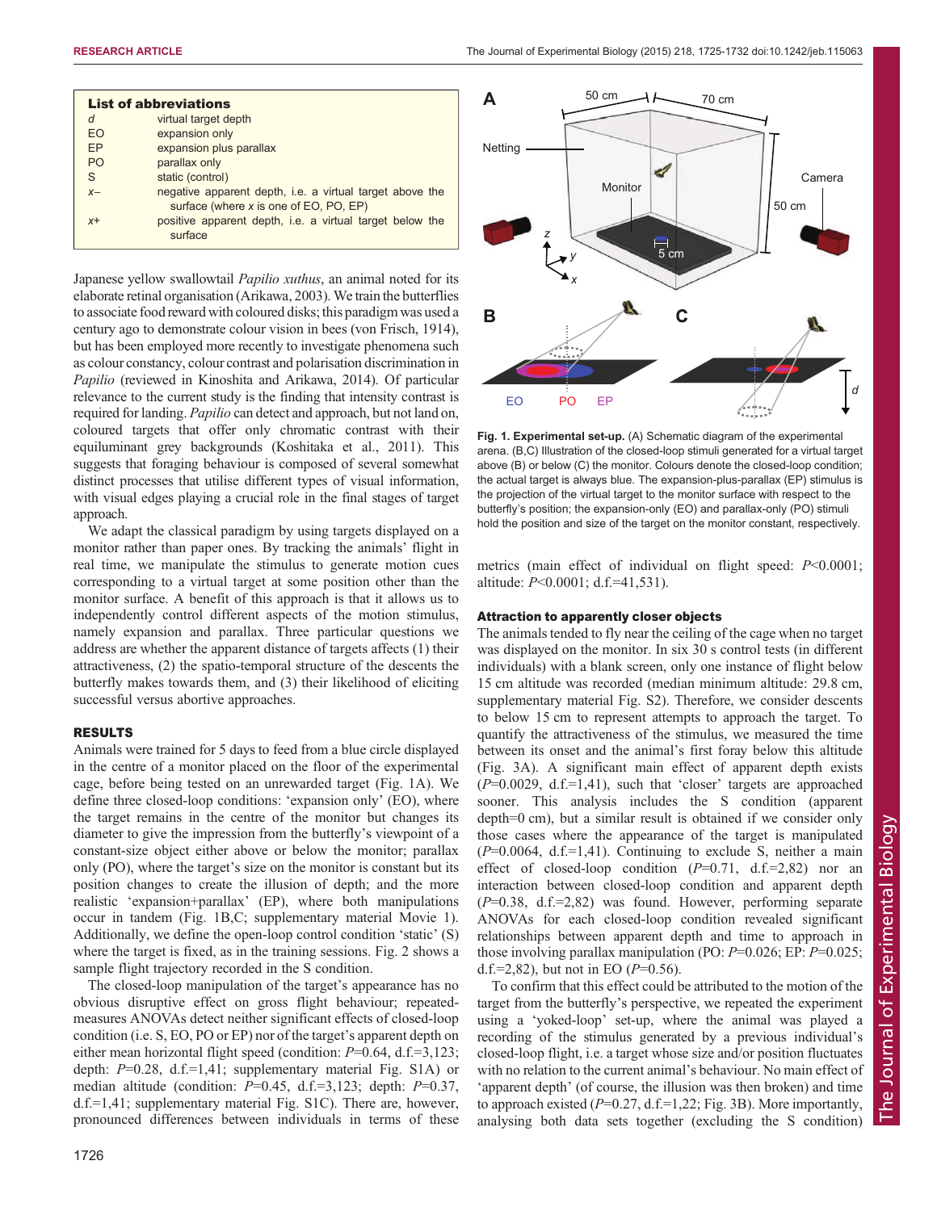**List of abbreviations**

| | |
|---|---|
| *d* | virtual target depth |
| EO | expansion only |
| EP | expansion plus parallax |
| PO | parallax only |
| S | static (control) |
| *x*– | negative apparent depth, i.e. a virtual target above the surface (where *x* is one of EO, PO, EP) |
| *x*+ | positive apparent depth, i.e. a virtual target below the surface |

Japanese yellow swallowtail *Papilio xuthus*, an animal noted for its elaborate retinal organisation (Arikawa, 2003). We train the butterflies to associate food reward with coloured disks; this paradigm was used a century ago to demonstrate colour vision in bees (von Frisch, 1914), but has been employed more recently to investigate phenomena such as colour constancy, colour contrast and polarisation discrimination in *Papilio* (reviewed in Kinoshita and Arikawa, 2014). Of particular relevance to the current study is the finding that intensity contrast is required for landing. *Papilio* can detect and approach, but not land on, coloured targets that offer only chromatic contrast with their equiluminant grey backgrounds (Koshitaka et al., 2011). This suggests that foraging behaviour is composed of several somewhat distinct processes that utilise different types of visual information, with visual edges playing a crucial role in the final stages of target approach.

We adapt the classical paradigm by using targets displayed on a monitor rather than paper ones. By tracking the animals' flight in real time, we manipulate the stimulus to generate motion cues corresponding to a virtual target at some position other than the monitor surface. A benefit of this approach is that it allows us to independently control different aspects of the motion stimulus, namely expansion and parallax. Three particular questions we address are whether the apparent distance of targets affects (1) their attractiveness, (2) the spatio-temporal structure of the descents the butterfly makes towards them, and (3) their likelihood of eliciting successful versus abortive approaches.

## RESULTS

Animals were trained for 5 days to feed from a blue circle displayed in the centre of a monitor placed on the floor of the experimental cage, before being tested on an unrewarded target (Fig. 1A). We define three closed-loop conditions: 'expansion only' (EO), where the target remains in the centre of the monitor but changes its diameter to give the impression from the butterfly's viewpoint of a constant-size object either above or below the monitor; parallax only (PO), where the target's size on the monitor is constant but its position changes to create the illusion of depth; and the more realistic 'expansion+parallax' (EP), where both manipulations occur in tandem (Fig. 1B,C; supplementary material Movie 1). Additionally, we define the open-loop control condition 'static' (S) where the target is fixed, as in the training sessions. Fig. 2 shows a sample flight trajectory recorded in the S condition.

The closed-loop manipulation of the target's appearance has no obvious disruptive effect on gross flight behaviour; repeated-measures ANOVAs detect neither significant effects of closed-loop condition (i.e. S, EO, PO or EP) nor of the target's apparent depth on either mean horizontal flight speed (condition: $P$=0.64, d.f.=3,123; depth: $P$=0.28, d.f.=1,41; supplementary material Fig. S1A) or median altitude (condition: $P$=0.45, d.f.=3,123; depth: $P$=0.37, d.f.=1,41; supplementary material Fig. S1C). There are, however, pronounced differences between individuals in terms of these metrics (main effect of individual on flight speed: $P$<0.0001; altitude: $P$<0.0001; d.f.=41,531).

Fig. 1. **Experimental set-up.** (A) Schematic diagram of the experimental arena. (B,C) Illustration of the closed-loop stimuli generated for a virtual target above (B) or below (C) the monitor. Colours denote the closed-loop condition; the actual target is always blue. The expansion-plus-parallax (EP) stimulus is the projection of the virtual target to the monitor surface with respect to the butterfly's position; the expansion-only (EO) and parallax-only (PO) stimuli hold the position and size of the target on the monitor constant, respectively.

### Attraction to apparently closer objects

The animals tended to fly near the ceiling of the cage when no target was displayed on the monitor. In six 30 s control tests (in different individuals) with a blank screen, only one instance of flight below 15 cm altitude was recorded (median minimum altitude: 29.8 cm, supplementary material Fig. S2). Therefore, we consider descents to below 15 cm to represent attempts to approach the target. To quantify the attractiveness of the stimulus, we measured the time between its onset and the animal's first foray below this altitude (Fig. 3A). A significant main effect of apparent depth exists ($P$=0.0029, d.f.=1,41), such that 'closer' targets are approached sooner. This analysis includes the S condition (apparent depth=0 cm), but a similar result is obtained if we consider only those cases where the appearance of the target is manipulated ($P$=0.0064, d.f.=1,41). Continuing to exclude S, neither a main effect of closed-loop condition ($P$=0.71, d.f.=2,82) nor an interaction between closed-loop condition and apparent depth ($P$=0.38, d.f.=2,82) was found. However, performing separate ANOVAs for each closed-loop condition revealed significant relationships between apparent depth and time to approach in those involving parallax manipulation (PO: $P$=0.026; EP: $P$=0.025; d.f.=2,82), but not in EO ($P$=0.56).

To confirm that this effect could be attributed to the motion of the target from the butterfly's perspective, we repeated the experiment using a 'yoked-loop' set-up, where the animal was played a recording of the stimulus generated by a previous individual's closed-loop flight, i.e. a target whose size and/or position fluctuates with no relation to the current animal's behaviour. No main effect of 'apparent depth' (of course, the illusion was then broken) and time to approach existed ($P$=0.27, d.f.=1,22; Fig. 3B). More importantly, analysing both data sets together (excluding the S condition)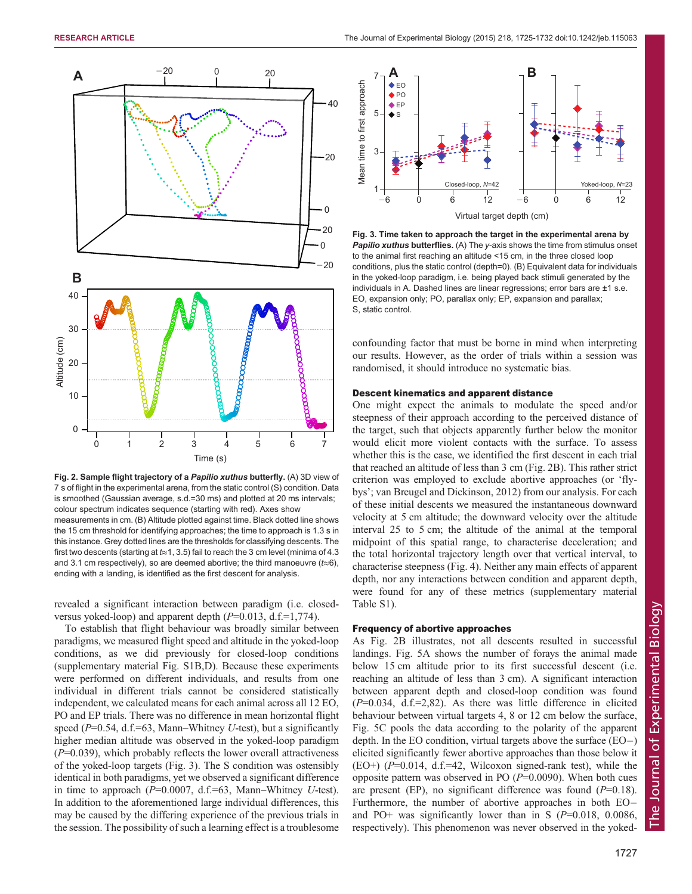Fig. 2. Sample flight trajectory of a *Papilio xuthus* butterfly. (A) 3D view of 7 s of flight in the experimental arena, from the static control (S) condition. Data is smoothed (Gaussian average, s.d.=30 ms) and plotted at 20 ms intervals; colour spectrum indicates sequence (starting with red). Axes show measurements in cm. (B) Altitude plotted against time. Black dotted line shows the 15 cm threshold for identifying approaches; the time to approach is 1.3 s in this instance. Grey dotted lines are the thresholds for classifying descents. The first two descents (starting at $t$≈1, 3.5) fail to reach the 3 cm level (minima of 4.3 and 3.1 cm respectively), so are deemed abortive; the third manoeuvre ($t$≈6), ending with a landing, is identified as the first descent for analysis.

revealed a significant interaction between paradigm (i.e. closed- versus yoked-loop) and apparent depth ($P$=0.013, d.f.=1,774).

To establish that flight behaviour was broadly similar between paradigms, we measured flight speed and altitude in the yoked-loop conditions, as we did previously for closed-loop conditions (supplementary material Fig. S1B,D). Because these experiments were performed on different individuals, and results from one individual in different trials cannot be considered statistically independent, we calculated means for each animal across all 12 EO, PO and EP trials. There was no difference in mean horizontal flight speed ($P$=0.54, d.f.=63, Mann–Whitney $U$-test), but a significantly higher median altitude was observed in the yoked-loop paradigm ($P$=0.039), which probably reflects the lower overall attractiveness of the yoked-loop targets (Fig. 3). The S condition was ostensibly identical in both paradigms, yet we observed a significant difference in time to approach ($P$=0.0007, d.f.=63, Mann–Whitney $U$-test). In addition to the aforementioned large individual differences, this may be caused by the differing experience of the previous trials in the session. The possibility of such a learning effect is a troublesome confounding factor that must be borne in mind when interpreting our results. However, as the order of trials within a session was randomised, it should introduce no systematic bias.

Fig. 3. Time taken to approach the target in the experimental arena by *Papilio xuthus* butterflies. (A) The $y$-axis shows the time from stimulus onset to the animal first reaching an altitude <15 cm, in the three closed loop conditions, plus the static control (depth=0). (B) Equivalent data for individuals in the yoked-loop paradigm, i.e. being played back stimuli generated by the individuals in A. Dashed lines are linear regressions; error bars are ±1 s.e. EO, expansion only; PO, parallax only; EP, expansion and parallax; S, static control.

### Descent kinematics and apparent distance

One might expect the animals to modulate the speed and/or steepness of their approach according to the perceived distance of the target, such that objects apparently further below the monitor would elicit more violent contacts with the surface. To assess whether this is the case, we identified the first descent in each trial that reached an altitude of less than 3 cm (Fig. 2B). This rather strict criterion was employed to exclude abortive approaches (or 'fly-bys'; van Breugel and Dickinson, 2012) from our analysis. For each of these initial descents we measured the instantaneous downward velocity at 5 cm altitude; the downward velocity over the altitude interval 25 to 5 cm; the altitude of the animal at the temporal midpoint of this spatial range, to characterise deceleration; and the total horizontal trajectory length over that vertical interval, to characterise steepness (Fig. 4). Neither any main effects of apparent depth, nor any interactions between condition and apparent depth, were found for any of these metrics (supplementary material Table S1).

### Frequency of abortive approaches

As Fig. 2B illustrates, not all descents resulted in successful landings. Fig. 5A shows the number of forays the animal made below 15 cm altitude prior to its first successful descent (i.e. reaching an altitude of less than 3 cm). A significant interaction between apparent depth and closed-loop condition was found ($P$=0.034, d.f.=2,82). As there was little difference in elicited behaviour between virtual targets 4, 8 or 12 cm below the surface, Fig. 5C pools the data according to the polarity of the apparent depth. In the EO condition, virtual targets above the surface (EO−) elicited significantly fewer abortive approaches than those below it (EO+) ($P$=0.014, d.f.=42, Wilcoxon signed-rank test), while the opposite pattern was observed in PO ($P$=0.0090). When both cues are present (EP), no significant difference was found ($P$=0.18). Furthermore, the number of abortive approaches in both EO− and PO+ was significantly lower than in S ($P$=0.018, 0.0086, respectively). This phenomenon was never observed in the yoked-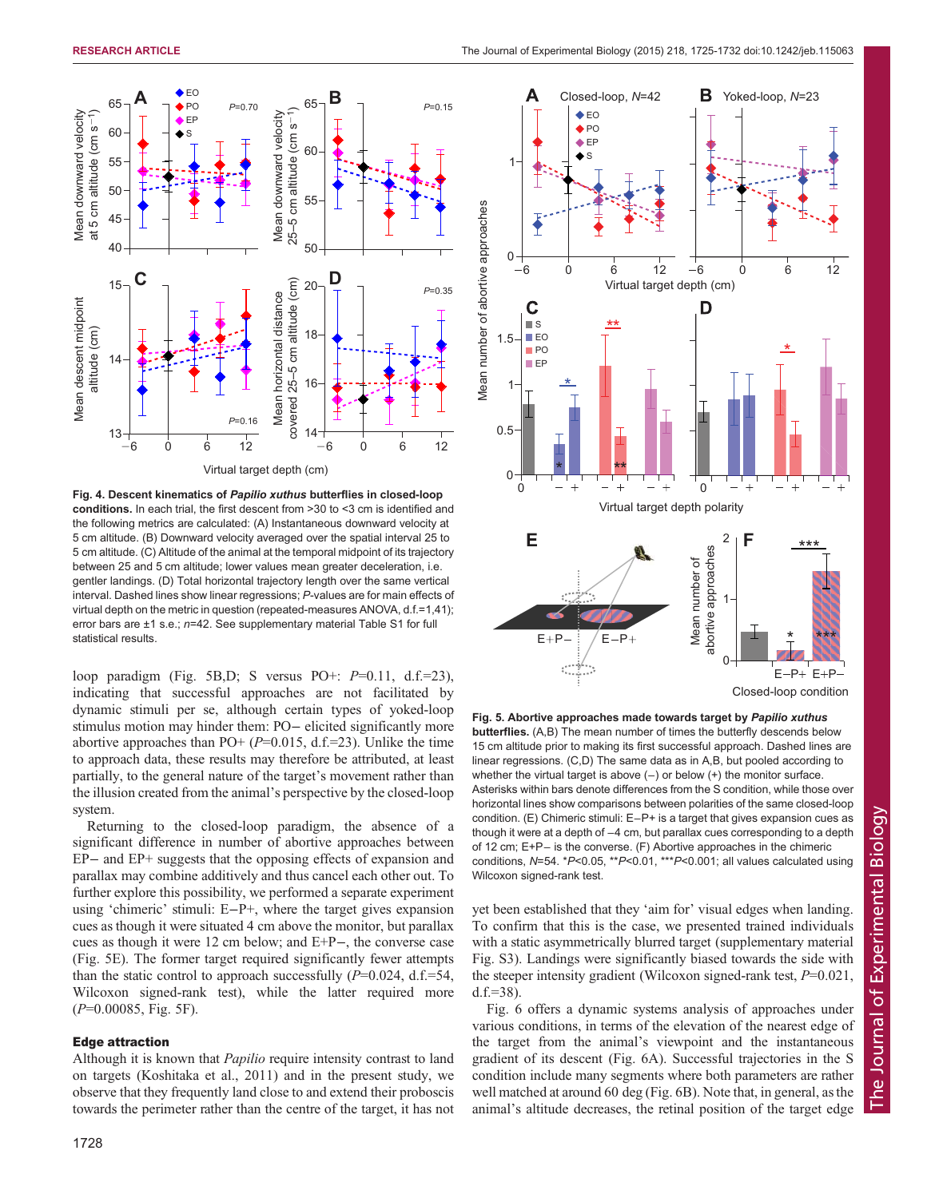**Fig. 4. Descent kinematics of *Papilio xuthus* butterflies in closed-loop conditions.** In each trial, the first descent from >30 to <3 cm is identified and the following metrics are calculated: (A) Instantaneous downward velocity at 5 cm altitude. (B) Downward velocity averaged over the spatial interval 25 to 5 cm altitude. (C) Altitude of the animal at the temporal midpoint of its trajectory between 25 and 5 cm altitude; lower values mean greater deceleration, i.e. gentler landings. (D) Total horizontal trajectory length over the same vertical interval. Dashed lines show linear regressions; *P*-values are for main effects of virtual depth on the metric in question (repeated-measures ANOVA, d.f.=1,41); error bars are ±1 s.e.; *n*=42. See supplementary material Table S1 for full statistical results.

**Fig. 5. Abortive approaches made towards target by *Papilio xuthus* butterflies.** (A,B) The mean number of times the butterfly descends below 15 cm altitude prior to making its first successful approach. Dashed lines are linear regressions. (C,D) The same data as in A,B, but pooled according to whether the virtual target is above (−) or below (+) the monitor surface. Asterisks within bars denote differences from the S condition, while those over horizontal lines show comparisons between polarities of the same closed-loop condition. (E) Chimeric stimuli: E−P+ is a target that gives expansion cues as though it were at a depth of −4 cm, but parallax cues corresponding to a depth of 12 cm; E+P− is the converse. (F) Abortive approaches in the chimeric conditions, *N*=54. \**P*<0.05, \*\**P*<0.01, \*\*\**P*<0.001; all values calculated using Wilcoxon signed-rank test.

loop paradigm (Fig. 5B,D; S versus PO+: *P*=0.11, d.f.=23), indicating that successful approaches are not facilitated by dynamic stimuli per se, although certain types of yoked-loop stimulus motion may hinder them: PO− elicited significantly more abortive approaches than PO+ (*P*=0.015, d.f.=23). Unlike the time to approach data, these results may therefore be attributed, at least partially, to the general nature of the target's movement rather than the illusion created from the animal's perspective by the closed-loop system.

Returning to the closed-loop paradigm, the absence of a significant difference in number of abortive approaches between EP− and EP+ suggests that the opposing effects of expansion and parallax may combine additively and thus cancel each other out. To further explore this possibility, we performed a separate experiment using 'chimeric' stimuli: E−P+, where the target gives expansion cues as though it were situated 4 cm above the monitor, but parallax cues as though it were 12 cm below; and E+P−, the converse case (Fig. 5E). The former target required significantly fewer attempts than the static control to approach successfully (*P*=0.024, d.f.=54, Wilcoxon signed-rank test), while the latter required more (*P*=0.00085, Fig. 5F).

## Edge attraction

Although it is known that *Papilio* require intensity contrast to land on targets (Koshitaka et al., 2011) and in the present study, we observe that they frequently land close to and extend their proboscis towards the perimeter rather than the centre of the target, it has not yet been established that they 'aim for' visual edges when landing. To confirm that this is the case, we presented trained individuals with a static asymmetrically blurred target (supplementary material Fig. S3). Landings were significantly biased towards the side with the steeper intensity gradient (Wilcoxon signed-rank test, *P*=0.021, d.f.=38).

Fig. 6 offers a dynamic systems analysis of approaches under various conditions, in terms of the elevation of the nearest edge of the target from the animal's viewpoint and the instantaneous gradient of its descent (Fig. 6A). Successful trajectories in the S condition include many segments where both parameters are rather well matched at around 60 deg (Fig. 6B). Note that, in general, as the animal's altitude decreases, the retinal position of the target edge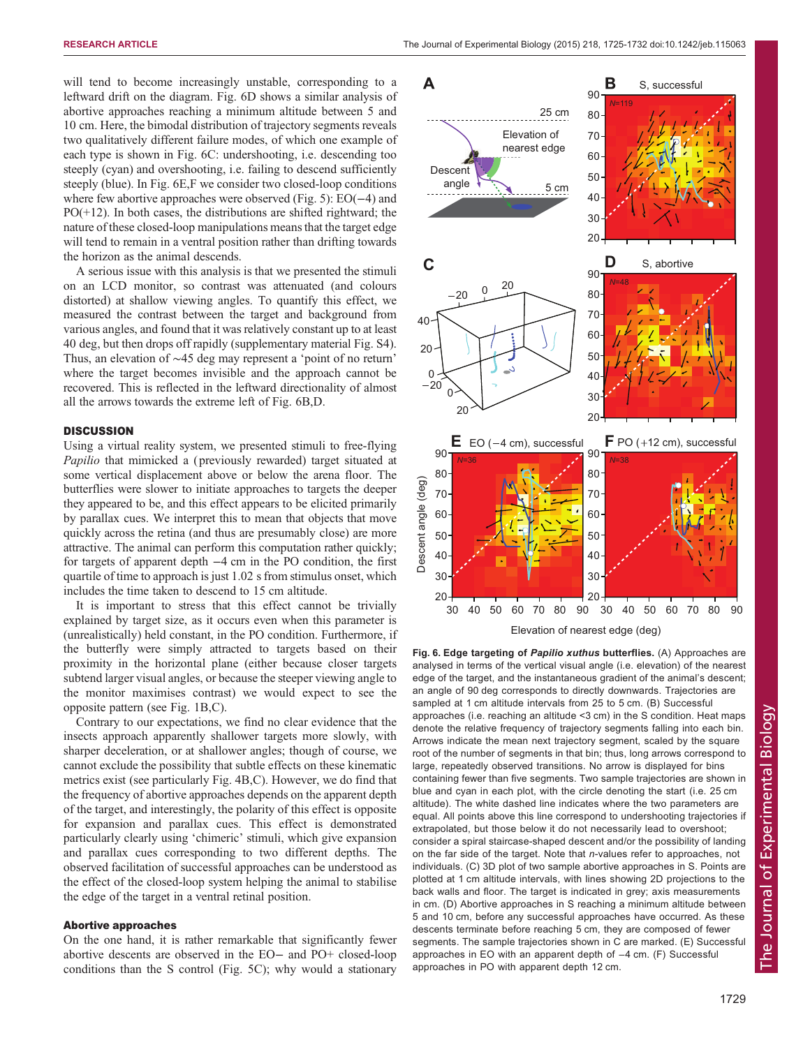will tend to become increasingly unstable, corresponding to a leftward drift on the diagram. Fig. 6D shows a similar analysis of abortive approaches reaching a minimum altitude between 5 and 10 cm. Here, the bimodal distribution of trajectory segments reveals two qualitatively different failure modes, of which one example of each type is shown in Fig. 6C: undershooting, i.e. descending too steeply (cyan) and overshooting, i.e. failing to descend sufficiently steeply (blue). In Fig. 6E,F we consider two closed-loop conditions where few abortive approaches were observed (Fig. 5): EO(−4) and PO(+12). In both cases, the distributions are shifted rightward; the nature of these closed-loop manipulations means that the target edge will tend to remain in a ventral position rather than drifting towards the horizon as the animal descends.

A serious issue with this analysis is that we presented the stimuli on an LCD monitor, so contrast was attenuated (and colours distorted) at shallow viewing angles. To quantify this effect, we measured the contrast between the target and background from various angles, and found that it was relatively constant up to at least 40 deg, but then drops off rapidly (supplementary material Fig. S4). Thus, an elevation of ~45 deg may represent a 'point of no return' where the target becomes invisible and the approach cannot be recovered. This is reflected in the leftward directionality of almost all the arrows towards the extreme left of Fig. 6B,D.

## DISCUSSION

Using a virtual reality system, we presented stimuli to free-flying *Papilio* that mimicked a (previously rewarded) target situated at some vertical displacement above or below the arena floor. The butterflies were slower to initiate approaches to targets the deeper they appeared to be, and this effect appears to be elicited primarily by parallax cues. We interpret this to mean that objects that move quickly across the retina (and thus are presumably close) are more attractive. The animal can perform this computation rather quickly; for targets of apparent depth −4 cm in the PO condition, the first quartile of time to approach is just 1.02 s from stimulus onset, which includes the time taken to descend to 15 cm altitude.

It is important to stress that this effect cannot be trivially explained by target size, as it occurs even when this parameter is (unrealistically) held constant, in the PO condition. Furthermore, if the butterfly were simply attracted to targets based on their proximity in the horizontal plane (either because closer targets subtend larger visual angles, or because the steeper viewing angle to the monitor maximises contrast) we would expect to see the opposite pattern (see Fig. 1B,C).

Contrary to our expectations, we find no clear evidence that the insects approach apparently shallower targets more slowly, with sharper deceleration, or at shallower angles; though of course, we cannot exclude the possibility that subtle effects on these kinematic metrics exist (see particularly Fig. 4B,C). However, we do find that the frequency of abortive approaches depends on the apparent depth of the target, and interestingly, the polarity of this effect is opposite for expansion and parallax cues. This effect is demonstrated particularly clearly using 'chimeric' stimuli, which give expansion and parallax cues corresponding to two different depths. The observed facilitation of successful approaches can be understood as the effect of the closed-loop system helping the animal to stabilise the edge of the target in a ventral retinal position.

### Abortive approaches

On the one hand, it is rather remarkable that significantly fewer abortive descents are observed in the EO− and PO+ closed-loop conditions than the S control (Fig. 5C); why would a stationary

A
25 cm
Elevation of nearest edge
Descent angle
5 cm

B S, successful
N=119

C
−20 0 20
40
20
0
−20
0
20

D S, abortive
N=48

E EO (−4 cm), successful
N=36

F PO (+12 cm), successful
N=38

Descent angle (deg)
Elevation of nearest edge (deg)
20 30 40 50 60 70 80 90
30 40 50 60 70 80 90

**Fig. 6. Edge targeting of *Papilio xuthus* butterflies.** (A) Approaches are analysed in terms of the vertical visual angle (i.e. elevation) of the nearest edge of the target, and the instantaneous gradient of the animal's descent; an angle of 90 deg corresponds to directly downwards. Trajectories are sampled at 1 cm altitude intervals from 25 to 5 cm. (B) Successful approaches (i.e. reaching an altitude <3 cm) in the S condition. Heat maps denote the relative frequency of trajectory segments falling into each bin. Arrows indicate the mean next trajectory segment, scaled by the square root of the number of segments in that bin; thus, long arrows correspond to large, repeatedly observed transitions. No arrow is displayed for bins containing fewer than five segments. Two sample trajectories are shown in blue and cyan in each plot, with the circle denoting the start (i.e. 25 cm altitude). The white dashed line indicates where the two parameters are equal. All points above this line correspond to undershooting trajectories if extrapolated, but those below it do not necessarily lead to overshoot; consider a spiral staircase-shaped descent and/or the possibility of landing on the far side of the target. Note that *n*-values refer to approaches, not individuals. (C) 3D plot of two sample abortive approaches in S. Points are plotted at 1 cm altitude intervals, with lines showing 2D projections to the back walls and floor. The target is indicated in grey; axis measurements in cm. (D) Abortive approaches in S reaching a minimum altitude between 5 and 10 cm, before any successful approaches have occurred. As these descents terminate before reaching 5 cm, they are composed of fewer segments. The sample trajectories shown in C are marked. (E) Successful approaches in EO with an apparent depth of −4 cm. (F) Successful approaches in PO with apparent depth 12 cm.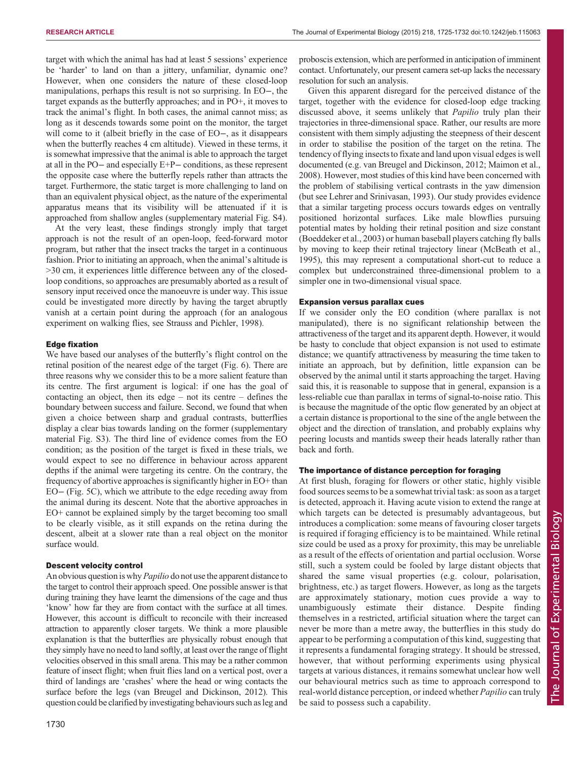target with which the animal has had at least 5 sessions' experience be 'harder' to land on than a jittery, unfamiliar, dynamic one? However, when one considers the nature of these closed-loop manipulations, perhaps this result is not so surprising. In EO−, the target expands as the butterfly approaches; and in PO+, it moves to track the animal's flight. In both cases, the animal cannot miss; as long as it descends towards some point on the monitor, the target will come to it (albeit briefly in the case of EO−, as it disappears when the butterfly reaches 4 cm altitude). Viewed in these terms, it is somewhat impressive that the animal is able to approach the target at all in the PO− and especially E+P− conditions, as these represent the opposite case where the butterfly repels rather than attracts the target. Furthermore, the static target is more challenging to land on than an equivalent physical object, as the nature of the experimental apparatus means that its visibility will be attenuated if it is approached from shallow angles (supplementary material Fig. S4).

At the very least, these findings strongly imply that target approach is not the result of an open-loop, feed-forward motor program, but rather that the insect tracks the target in a continuous fashion. Prior to initiating an approach, when the animal's altitude is >30 cm, it experiences little difference between any of the closed-loop conditions, so approaches are presumably aborted as a result of sensory input received once the manoeuvre is under way. This issue could be investigated more directly by having the target abruptly vanish at a certain point during the approach (for an analogous experiment on walking flies, see Strauss and Pichler, 1998).

### Edge fixation

We have based our analyses of the butterfly's flight control on the retinal position of the nearest edge of the target (Fig. 6). There are three reasons why we consider this to be a more salient feature than its centre. The first argument is logical: if one has the goal of contacting an object, then its edge – not its centre – defines the boundary between success and failure. Second, we found that when given a choice between sharp and gradual contrasts, butterflies display a clear bias towards landing on the former (supplementary material Fig. S3). The third line of evidence comes from the EO condition; as the position of the target is fixed in these trials, we would expect to see no difference in behaviour across apparent depths if the animal were targeting its centre. On the contrary, the frequency of abortive approaches is significantly higher in EO+ than EO− (Fig. 5C), which we attribute to the edge receding away from the animal during its descent. Note that the abortive approaches in EO+ cannot be explained simply by the target becoming too small to be clearly visible, as it still expands on the retina during the descent, albeit at a slower rate than a real object on the monitor surface would.

### Descent velocity control

An obvious question is why *Papilio* do not use the apparent distance to the target to control their approach speed. One possible answer is that during training they have learnt the dimensions of the cage and thus 'know' how far they are from contact with the surface at all times. However, this account is difficult to reconcile with their increased attraction to apparently closer targets. We think a more plausible explanation is that the butterflies are physically robust enough that they simply have no need to land softly, at least over the range of flight velocities observed in this small arena. This may be a rather common feature of insect flight; when fruit flies land on a vertical post, over a third of landings are 'crashes' where the head or wing contacts the surface before the legs (van Breugel and Dickinson, 2012). This question could be clarified by investigating behaviours such as leg and proboscis extension, which are performed in anticipation of imminent contact. Unfortunately, our present camera set-up lacks the necessary resolution for such an analysis.

Given this apparent disregard for the perceived distance of the target, together with the evidence for closed-loop edge tracking discussed above, it seems unlikely that *Papilio* truly plan their trajectories in three-dimensional space. Rather, our results are more consistent with them simply adjusting the steepness of their descent in order to stabilise the position of the target on the retina. The tendency of flying insects to fixate and land upon visual edges is well documented (e.g. van Breugel and Dickinson, 2012; Maimon et al., 2008). However, most studies of this kind have been concerned with the problem of stabilising vertical contrasts in the yaw dimension (but see Lehrer and Srinivasan, 1993). Our study provides evidence that a similar targeting process occurs towards edges on ventrally positioned horizontal surfaces. Like male blowflies pursuing potential mates by holding their retinal position and size constant (Boeddeker et al., 2003) or human baseball players catching fly balls by moving to keep their retinal trajectory linear (McBeath et al., 1995), this may represent a computational short-cut to reduce a complex but underconstrained three-dimensional problem to a simpler one in two-dimensional visual space.

### Expansion versus parallax cues

If we consider only the EO condition (where parallax is not manipulated), there is no significant relationship between the attractiveness of the target and its apparent depth. However, it would be hasty to conclude that object expansion is not used to estimate distance; we quantify attractiveness by measuring the time taken to initiate an approach, but by definition, little expansion can be observed by the animal until it starts approaching the target. Having said this, it is reasonable to suppose that in general, expansion is a less-reliable cue than parallax in terms of signal-to-noise ratio. This is because the magnitude of the optic flow generated by an object at a certain distance is proportional to the sine of the angle between the object and the direction of translation, and probably explains why peering locusts and mantids sweep their heads laterally rather than back and forth.

### The importance of distance perception for foraging

At first blush, foraging for flowers or other static, highly visible food sources seems to be a somewhat trivial task: as soon as a target is detected, approach it. Having acute vision to extend the range at which targets can be detected is presumably advantageous, but introduces a complication: some means of favouring closer targets is required if foraging efficiency is to be maintained. While retinal size could be used as a proxy for proximity, this may be unreliable as a result of the effects of orientation and partial occlusion. Worse still, such a system could be fooled by large distant objects that shared the same visual properties (e.g. colour, polarisation, brightness, etc.) as target flowers. However, as long as the targets are approximately stationary, motion cues provide a way to unambiguously estimate their distance. Despite finding themselves in a restricted, artificial situation where the target can never be more than a metre away, the butterflies in this study do appear to be performing a computation of this kind, suggesting that it represents a fundamental foraging strategy. It should be stressed, however, that without performing experiments using physical targets at various distances, it remains somewhat unclear how well our behavioural metrics such as time to approach correspond to real-world distance perception, or indeed whether *Papilio* can truly be said to possess such a capability.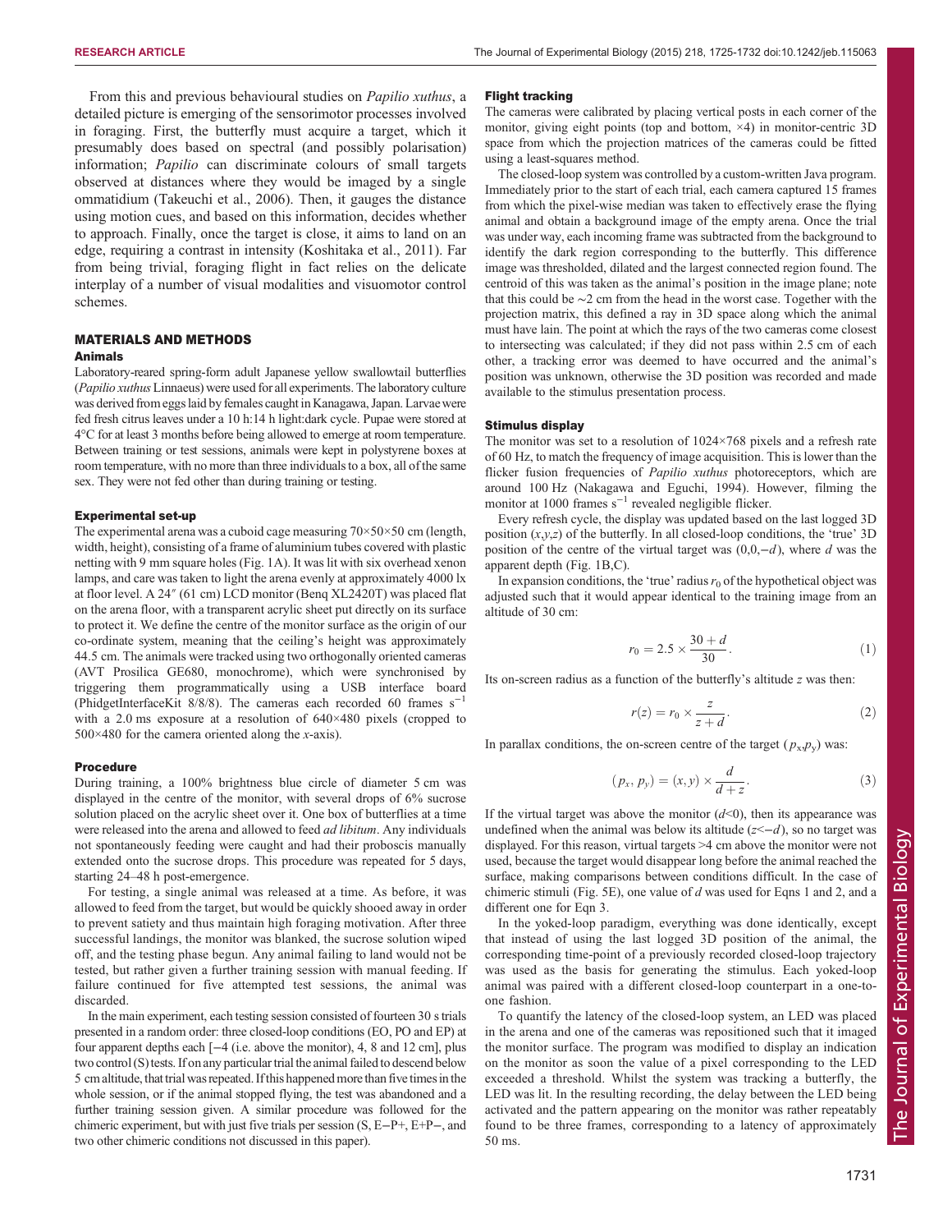From this and previous behavioural studies on *Papilio xuthus*, a detailed picture is emerging of the sensorimotor processes involved in foraging. First, the butterfly must acquire a target, which it presumably does based on spectral (and possibly polarisation) information; *Papilio* can discriminate colours of small targets observed at distances where they would be imaged by a single ommatidium (Takeuchi et al., 2006). Then, it gauges the distance using motion cues, and based on this information, decides whether to approach. Finally, once the target is close, it aims to land on an edge, requiring a contrast in intensity (Koshitaka et al., 2011). Far from being trivial, foraging flight in fact relies on the delicate interplay of a number of visual modalities and visuomotor control schemes.

## MATERIALS AND METHODS

### Animals

Laboratory-reared spring-form adult Japanese yellow swallowtail butterflies (*Papilio xuthus* Linnaeus) were used for all experiments. The laboratory culture was derived from eggs laid by females caught in Kanagawa, Japan. Larvae were fed fresh citrus leaves under a 10 h:14 h light:dark cycle. Pupae were stored at 4°C for at least 3 months before being allowed to emerge at room temperature. Between training or test sessions, animals were kept in polystyrene boxes at room temperature, with no more than three individuals to a box, all of the same sex. They were not fed other than during training or testing.

### Experimental set-up

The experimental arena was a cuboid cage measuring 70×50×50 cm (length, width, height), consisting of a frame of aluminium tubes covered with plastic netting with 9 mm square holes (Fig. 1A). It was lit with six overhead xenon lamps, and care was taken to light the arena evenly at approximately 4000 lx at floor level. A 24″ (61 cm) LCD monitor (Benq XL2420T) was placed flat on the arena floor, with a transparent acrylic sheet put directly on its surface to protect it. We define the centre of the monitor surface as the origin of our co-ordinate system, meaning that the ceiling's height was approximately 44.5 cm. The animals were tracked using two orthogonally oriented cameras (AVT Prosilica GE680, monochrome), which were synchronised by triggering them programmatically using a USB interface board (PhidgetInterfaceKit 8/8/8). The cameras each recorded 60 frames $s^{-1}$ with a 2.0 ms exposure at a resolution of 640×480 pixels (cropped to 500×480 for the camera oriented along the *x*-axis).

### Procedure

During training, a 100% brightness blue circle of diameter 5 cm was displayed in the centre of the monitor, with several drops of 6% sucrose solution placed on the acrylic sheet over it. One box of butterflies at a time were released into the arena and allowed to feed *ad libitum*. Any individuals not spontaneously feeding were caught and had their proboscis manually extended onto the sucrose drops. This procedure was repeated for 5 days, starting 24–48 h post-emergence.

For testing, a single animal was released at a time. As before, it was allowed to feed from the target, but would be quickly shooed away in order to prevent satiety and thus maintain high foraging motivation. After three successful landings, the monitor was blanked, the sucrose solution wiped off, and the testing phase begun. Any animal failing to land would not be tested, but rather given a further training session with manual feeding. If failure continued for five attempted test sessions, the animal was discarded.

In the main experiment, each testing session consisted of fourteen 30 s trials presented in a random order: three closed-loop conditions (EO, PO and EP) at four apparent depths each [−4 (i.e. above the monitor), 4, 8 and 12 cm], plus two control (S) tests. If on any particular trial the animal failed to descend below 5 cm altitude, that trial was repeated. If this happened more than five times in the whole session, or if the animal stopped flying, the test was abandoned and a further training session given. A similar procedure was followed for the chimeric experiment, but with just five trials per session (S, E−P+, E+P−, and two other chimeric conditions not discussed in this paper).

### Flight tracking

The cameras were calibrated by placing vertical posts in each corner of the monitor, giving eight points (top and bottom, ×4) in monitor-centric 3D space from which the projection matrices of the cameras could be fitted using a least-squares method.

The closed-loop system was controlled by a custom-written Java program. Immediately prior to the start of each trial, each camera captured 15 frames from which the pixel-wise median was taken to effectively erase the flying animal and obtain a background image of the empty arena. Once the trial was under way, each incoming frame was subtracted from the background to identify the dark region corresponding to the butterfly. This difference image was thresholded, dilated and the largest connected region found. The centroid of this was taken as the animal's position in the image plane; note that this could be ∼2 cm from the head in the worst case. Together with the projection matrix, this defined a ray in 3D space along which the animal must have lain. The point at which the rays of the two cameras come closest to intersecting was calculated; if they did not pass within 2.5 cm of each other, a tracking error was deemed to have occurred and the animal's position was unknown, otherwise the 3D position was recorded and made available to the stimulus presentation process.

### Stimulus display

The monitor was set to a resolution of 1024×768 pixels and a refresh rate of 60 Hz, to match the frequency of image acquisition. This is lower than the flicker fusion frequencies of *Papilio xuthus* photoreceptors, which are around 100 Hz (Nakagawa and Eguchi, 1994). However, filming the monitor at 1000 frames $s^{-1}$ revealed negligible flicker.

Every refresh cycle, the display was updated based on the last logged 3D position $(x,y,z)$ of the butterfly. In all closed-loop conditions, the 'true' 3D position of the centre of the virtual target was $(0,0,-d)$, where $d$ was the apparent depth (Fig. 1B,C).

In expansion conditions, the 'true' radius $r_0$ of the hypothetical object was adjusted such that it would appear identical to the training image from an altitude of 30 cm:

$$r_0 = 2.5 \times \frac{30 + d}{30}. \tag{1}$$

Its on-screen radius as a function of the butterfly's altitude $z$ was then:

$$r(z) = r_0 \times \frac{z}{z + d}. \tag{2}$$

In parallax conditions, the on-screen centre of the target $(p_x, p_y)$ was:

$$(p_x, p_y) = (x, y) \times \frac{d}{d + z}. \tag{3}$$

If the virtual target was above the monitor ($d$<0), then its appearance was undefined when the animal was below its altitude ($z$<−$d$), so no target was displayed. For this reason, virtual targets >4 cm above the monitor were not used, because the target would disappear long before the animal reached the surface, making comparisons between conditions difficult. In the case of chimeric stimuli (Fig. 5E), one value of $d$ was used for Eqns 1 and 2, and a different one for Eqn 3.

In the yoked-loop paradigm, everything was done identically, except that instead of using the last logged 3D position of the animal, the corresponding time-point of a previously recorded closed-loop trajectory was used as the basis for generating the stimulus. Each yoked-loop animal was paired with a different closed-loop counterpart in a one-to-one fashion.

To quantify the latency of the closed-loop system, an LED was placed in the arena and one of the cameras was repositioned such that it imaged the monitor surface. The program was modified to display an indication on the monitor as soon as the value of a pixel corresponding to the LED exceeded a threshold. Whilst the system was tracking a butterfly, the LED was lit. In the resulting recording, the delay between the LED being activated and the pattern appearing on the monitor was rather repeatably found to be three frames, corresponding to a latency of approximately 50 ms.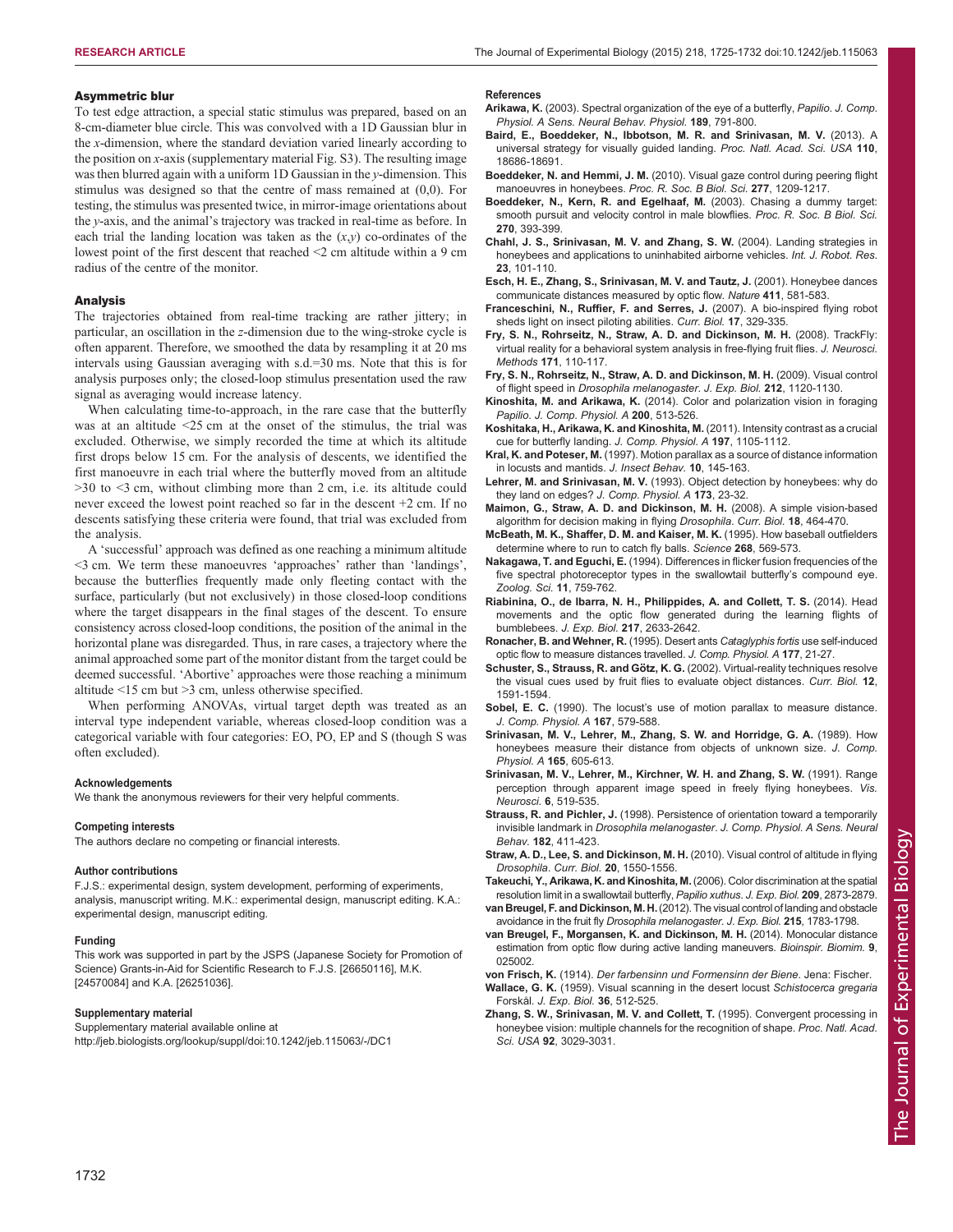### Asymmetric blur

To test edge attraction, a special static stimulus was prepared, based on an 8-cm-diameter blue circle. This was convolved with a 1D Gaussian blur in the *x*-dimension, where the standard deviation varied linearly according to the position on *x*-axis (supplementary material Fig. S3). The resulting image was then blurred again with a uniform 1D Gaussian in the *y*-dimension. This stimulus was designed so that the centre of mass remained at (0,0). For testing, the stimulus was presented twice, in mirror-image orientations about the *y*-axis, and the animal's trajectory was tracked in real-time as before. In each trial the landing location was taken as the ($x$,$y$) co-ordinates of the lowest point of the first descent that reached <2 cm altitude within a 9 cm radius of the centre of the monitor.

### Analysis

The trajectories obtained from real-time tracking are rather jittery; in particular, an oscillation in the *z*-dimension due to the wing-stroke cycle is often apparent. Therefore, we smoothed the data by resampling it at 20 ms intervals using Gaussian averaging with s.d.=30 ms. Note that this is for analysis purposes only; the closed-loop stimulus presentation used the raw signal as averaging would increase latency.

When calculating time-to-approach, in the rare case that the butterfly was at an altitude <25 cm at the onset of the stimulus, the trial was excluded. Otherwise, we simply recorded the time at which its altitude first drops below 15 cm. For the analysis of descents, we identified the first manoeuvre in each trial where the butterfly moved from an altitude >30 to <3 cm, without climbing more than 2 cm, i.e. its altitude could never exceed the lowest point reached so far in the descent +2 cm. If no descents satisfying these criteria were found, that trial was excluded from the analysis.

A 'successful' approach was defined as one reaching a minimum altitude <3 cm. We term these manoeuvres 'approaches' rather than 'landings', because the butterflies frequently made only fleeting contact with the surface, particularly (but not exclusively) in those closed-loop conditions where the target disappears in the final stages of the descent. To ensure consistency across closed-loop conditions, the position of the animal in the horizontal plane was disregarded. Thus, in rare cases, a trajectory where the animal approached some part of the monitor distant from the target could be deemed successful. 'Abortive' approaches were those reaching a minimum altitude <15 cm but >3 cm, unless otherwise specified.

When performing ANOVAs, virtual target depth was treated as an interval type independent variable, whereas closed-loop condition was a categorical variable with four categories: EO, PO, EP and S (though S was often excluded).

#### Acknowledgements

We thank the anonymous reviewers for their very helpful comments.

#### Competing interests

The authors declare no competing or financial interests.

#### Author contributions

F.J.S.: experimental design, system development, performing of experiments, analysis, manuscript writing. M.K.: experimental design, manuscript editing. K.A.: experimental design, manuscript editing.

#### Funding

This work was supported in part by the JSPS (Japanese Society for Promotion of Science) Grants-in-Aid for Scientific Research to F.J.S. [26650116], M.K. [24570084] and K.A. [26251036].

#### Supplementary material

Supplementary material available online at http://jeb.biologists.org/lookup/suppl/doi:10.1242/jeb.115063/-/DC1

#### References

**Arikawa, K.** (2003). Spectral organization of the eye of a butterfly, *Papilio*. *J. Comp. Physiol. A Sens. Neural Behav. Physiol.* **189**, 791-800.

**Baird, E., Boeddeker, N., Ibbotson, M. R. and Srinivasan, M. V.** (2013). A universal strategy for visually guided landing. *Proc. Natl. Acad. Sci. USA* **110**, 18686-18691.

**Boeddeker, N. and Hemmi, J. M.** (2010). Visual gaze control during peering flight manoeuvres in honeybees. *Proc. R. Soc. B Biol. Sci.* **277**, 1209-1217.

**Boeddeker, N., Kern, R. and Egelhaaf, M.** (2003). Chasing a dummy target: smooth pursuit and velocity control in male blowflies. *Proc. R. Soc. B Biol. Sci.* **270**, 393-399.

**Chahl, J. S., Srinivasan, M. V. and Zhang, S. W.** (2004). Landing strategies in honeybees and applications to uninhabited airborne vehicles. *Int. J. Robot. Res.* **23**, 101-110.

**Esch, H. E., Zhang, S., Srinivasan, M. V. and Tautz, J.** (2001). Honeybee dances communicate distances measured by optic flow. *Nature* **411**, 581-583.

**Franceschini, N., Ruffier, F. and Serres, J.** (2007). A bio-inspired flying robot sheds light on insect piloting abilities. *Curr. Biol.* **17**, 329-335.

**Fry, S. N., Rohrseitz, N., Straw, A. D. and Dickinson, M. H.** (2008). TrackFly: virtual reality for a behavioral system analysis in free-flying fruit flies. *J. Neurosci. Methods* **171**, 110-117.

**Fry, S. N., Rohrseitz, N., Straw, A. D. and Dickinson, M. H.** (2009). Visual control of flight speed in *Drosophila melanogaster*. *J. Exp. Biol.* **212**, 1120-1130.

**Kinoshita, M. and Arikawa, K.** (2014). Color and polarization vision in foraging *Papilio*. *J. Comp. Physiol. A* **200**, 513-526.

**Koshitaka, H., Arikawa, K. and Kinoshita, M.** (2011). Intensity contrast as a crucial cue for butterfly landing. *J. Comp. Physiol. A* **197**, 1105-1112.

**Kral, K. and Poteser, M.** (1997). Motion parallax as a source of distance information in locusts and mantids. *J. Insect Behav.* **10**, 145-163.

**Lehrer, M. and Srinivasan, M. V.** (1993). Object detection by honeybees: why do they land on edges? *J. Comp. Physiol. A* **173**, 23-32.

**Maimon, G., Straw, A. D. and Dickinson, M. H.** (2008). A simple vision-based algorithm for decision making in flying *Drosophila*. *Curr. Biol.* **18**, 464-470.

**McBeath, M. K., Shaffer, D. M. and Kaiser, M. K.** (1995). How baseball outfielders determine where to run to catch fly balls. *Science* **268**, 569-573.

**Nakagawa, T. and Eguchi, E.** (1994). Differences in flicker fusion frequencies of the five spectral photoreceptor types in the swallowtail butterfly's compound eye. *Zoolog. Sci.* **11**, 759-762.

**Riabinina, O., de Ibarra, N. H., Philippides, A. and Collett, T. S.** (2014). Head movements and the optic flow generated during the learning flights of bumblebees. *J. Exp. Biol.* **217**, 2633-2642.

**Ronacher, B. and Wehner, R.** (1995). Desert ants *Cataglyphis fortis* use self-induced optic flow to measure distances travelled. *J. Comp. Physiol. A* **177**, 21-27.

**Schuster, S., Strauss, R. and Götz, K. G.** (2002). Virtual-reality techniques resolve the visual cues used by fruit flies to evaluate object distances. *Curr. Biol.* **12**, 1591-1594.

**Sobel, E. C.** (1990). The locust's use of motion parallax to measure distance. *J. Comp. Physiol. A* **167**, 579-588.

**Srinivasan, M. V., Lehrer, M., Zhang, S. W. and Horridge, G. A.** (1989). How honeybees measure their distance from objects of unknown size. *J. Comp. Physiol. A* **165**, 605-613.

**Srinivasan, M. V., Lehrer, M., Kirchner, W. H. and Zhang, S. W.** (1991). Range perception through apparent image speed in freely flying honeybees. *Vis. Neurosci.* **6**, 519-535.

**Strauss, R. and Pichler, J.** (1998). Persistence of orientation toward a temporarily invisible landmark in *Drosophila melanogaster*. *J. Comp. Physiol. A Sens. Neural Behav.* **182**, 411-423.

**Straw, A. D., Lee, S. and Dickinson, M. H.** (2010). Visual control of altitude in flying *Drosophila*. *Curr. Biol.* **20**, 1550-1556.

**Takeuchi, Y., Arikawa, K. and Kinoshita, M.** (2006). Color discrimination at the spatial resolution limit in a swallowtail butterfly, *Papilio xuthus*. *J. Exp. Biol.* **209**, 2873-2879.

**van Breugel, F. and Dickinson, M. H.** (2012). The visual control of landing and obstacle avoidance in the fruit fly *Drosophila melanogaster*. *J. Exp. Biol.* **215**, 1783-1798.

**van Breugel, F., Morgansen, K. and Dickinson, M. H.** (2014). Monocular distance estimation from optic flow during active landing maneuvers. *Bioinspir. Biomim.* **9**, 025002.

**von Frisch, K.** (1914). *Der farbensinn und Formensinn der Biene*. Jena: Fischer.

**Wallace, G. K.** (1959). Visual scanning in the desert locust *Schistocerca gregaria* Forskål. *J. Exp. Biol.* **36**, 512-525.

**Zhang, S. W., Srinivasan, M. V. and Collett, T.** (1995). Convergent processing in honeybee vision: multiple channels for the recognition of shape. *Proc. Natl. Acad. Sci. USA* **92**, 3029-3031.